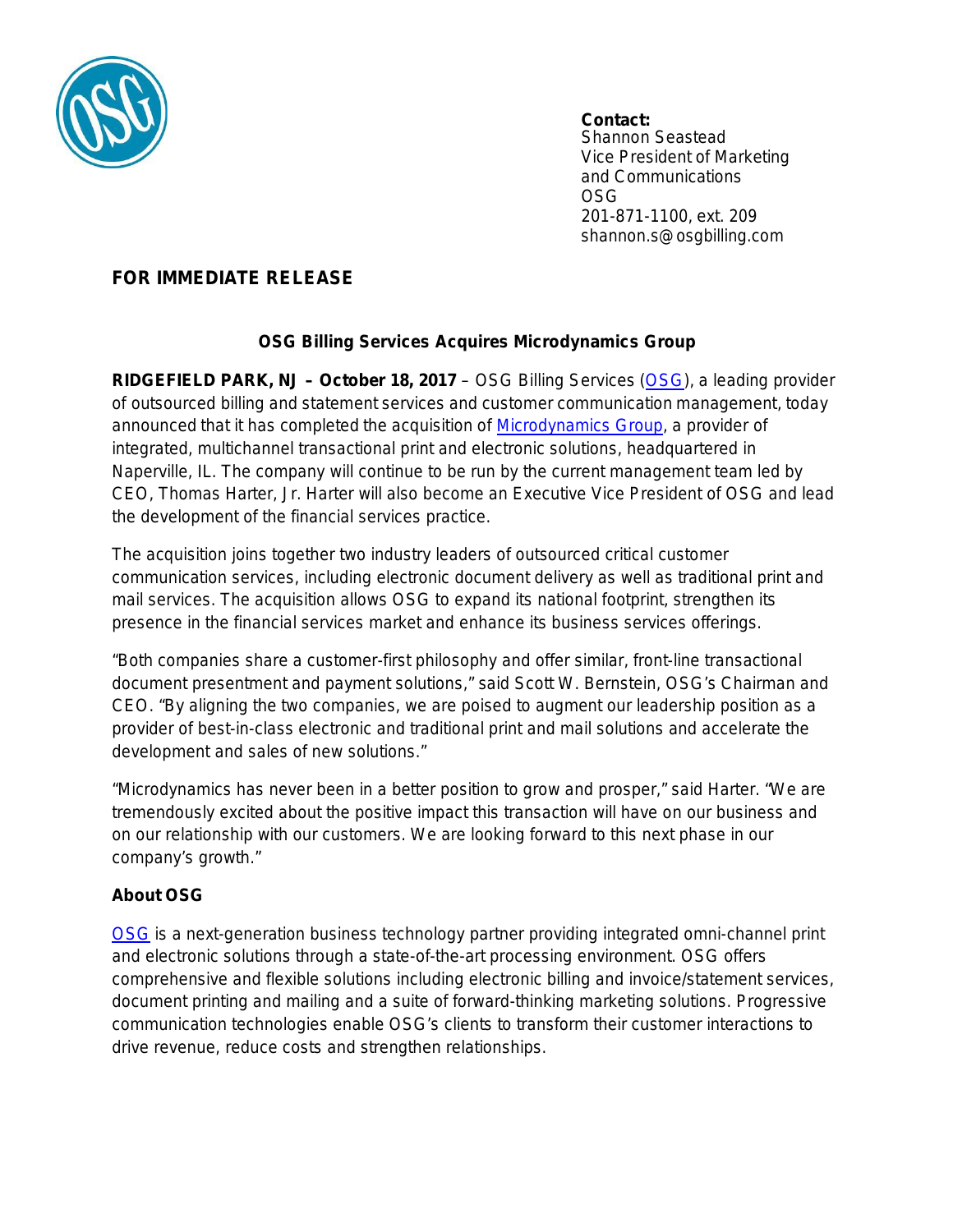**Contact:**
Shannon Seastead
Vice President of Marketing
and Communications
OSG
201-871-1100, ext. 209
shannon.s@osgbilling.com

**FOR IMMEDIATE RELEASE**

## OSG Billing Services Acquires Microdynamics Group

**RIDGEFIELD PARK, NJ – October 18, 2017** – OSG Billing Services (OSG), a leading provider of outsourced billing and statement services and customer communication management, today announced that it has completed the acquisition of Microdynamics Group, a provider of integrated, multichannel transactional print and electronic solutions, headquartered in Naperville, IL. The company will continue to be run by the current management team led by CEO, Thomas Harter, Jr. Harter will also become an Executive Vice President of OSG and lead the development of the financial services practice.

The acquisition joins together two industry leaders of outsourced critical customer communication services, including electronic document delivery as well as traditional print and mail services. The acquisition allows OSG to expand its national footprint, strengthen its presence in the financial services market and enhance its business services offerings.

"Both companies share a customer-first philosophy and offer similar, front-line transactional document presentment and payment solutions," said Scott W. Bernstein, OSG's Chairman and CEO. "By aligning the two companies, we are poised to augment our leadership position as a provider of best-in-class electronic and traditional print and mail solutions and accelerate the development and sales of new solutions."

"Microdynamics has never been in a better position to grow and prosper," said Harter. "We are tremendously excited about the positive impact this transaction will have on our business and on our relationship with our customers. We are looking forward to this next phase in our company's growth."

### About OSG

OSG is a next-generation business technology partner providing integrated omni-channel print and electronic solutions through a state-of-the-art processing environment. OSG offers comprehensive and flexible solutions including electronic billing and invoice/statement services, document printing and mailing and a suite of forward-thinking marketing solutions. Progressive communication technologies enable OSG's clients to transform their customer interactions to drive revenue, reduce costs and strengthen relationships.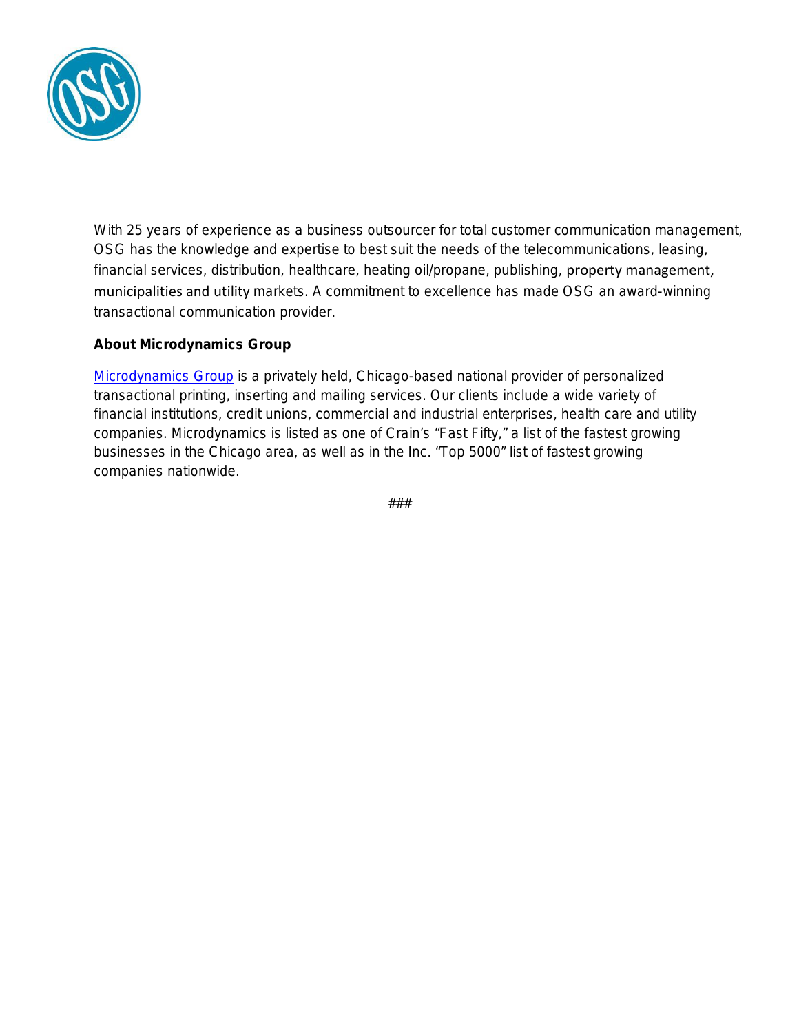With 25 years of experience as a business outsourcer for total customer communication management, OSG has the knowledge and expertise to best suit the needs of the telecommunications, leasing, financial services, distribution, healthcare, heating oil/propane, publishing, property management, municipalities and utility markets. A commitment to excellence has made OSG an award-winning transactional communication provider.

**About Microdynamics Group**

Microdynamics Group is a privately held, Chicago-based national provider of personalized transactional printing, inserting and mailing services. Our clients include a wide variety of financial institutions, credit unions, commercial and industrial enterprises, health care and utility companies. Microdynamics is listed as one of Crain's "Fast Fifty," a list of the fastest growing businesses in the Chicago area, as well as in the Inc. "Top 5000" list of fastest growing companies nationwide.

###